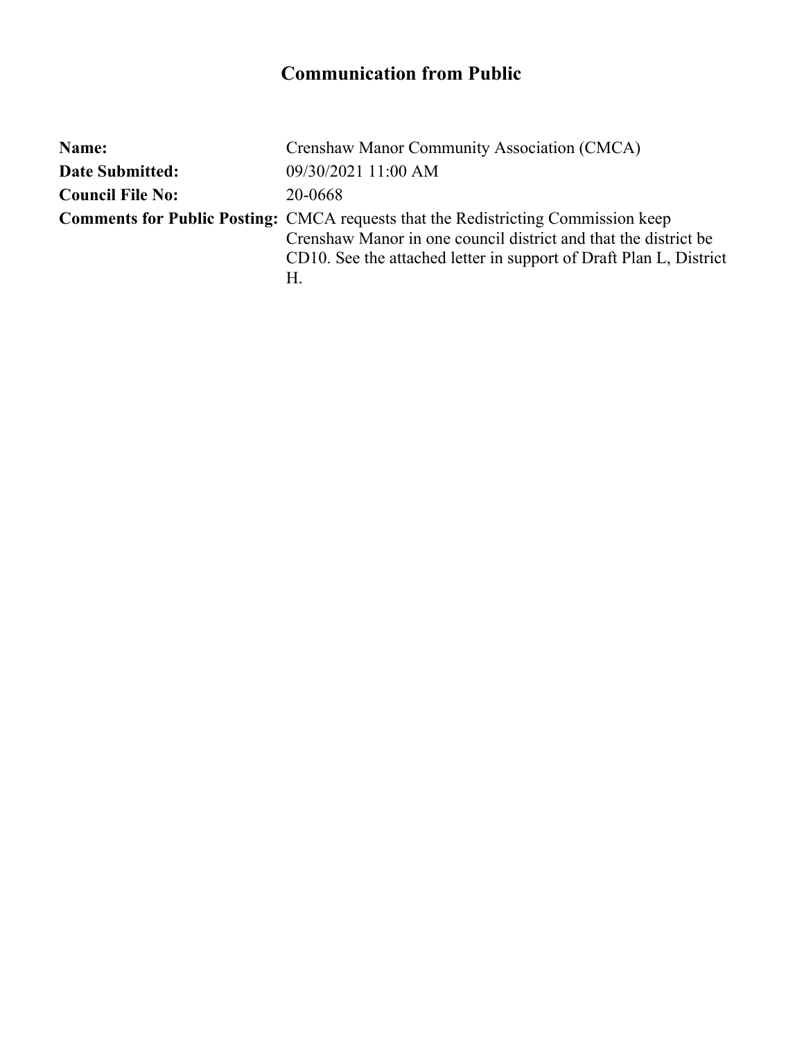# Communication from Public

**Name:** Crenshaw Manor Community Association (CMCA)

**Date Submitted:** 09/30/2021 11:00 AM

**Council File No:** 20-0668

**Comments for Public Posting:** CMCA requests that the Redistricting Commission keep Crenshaw Manor in one council district and that the district be CD10. See the attached letter in support of Draft Plan L, District H.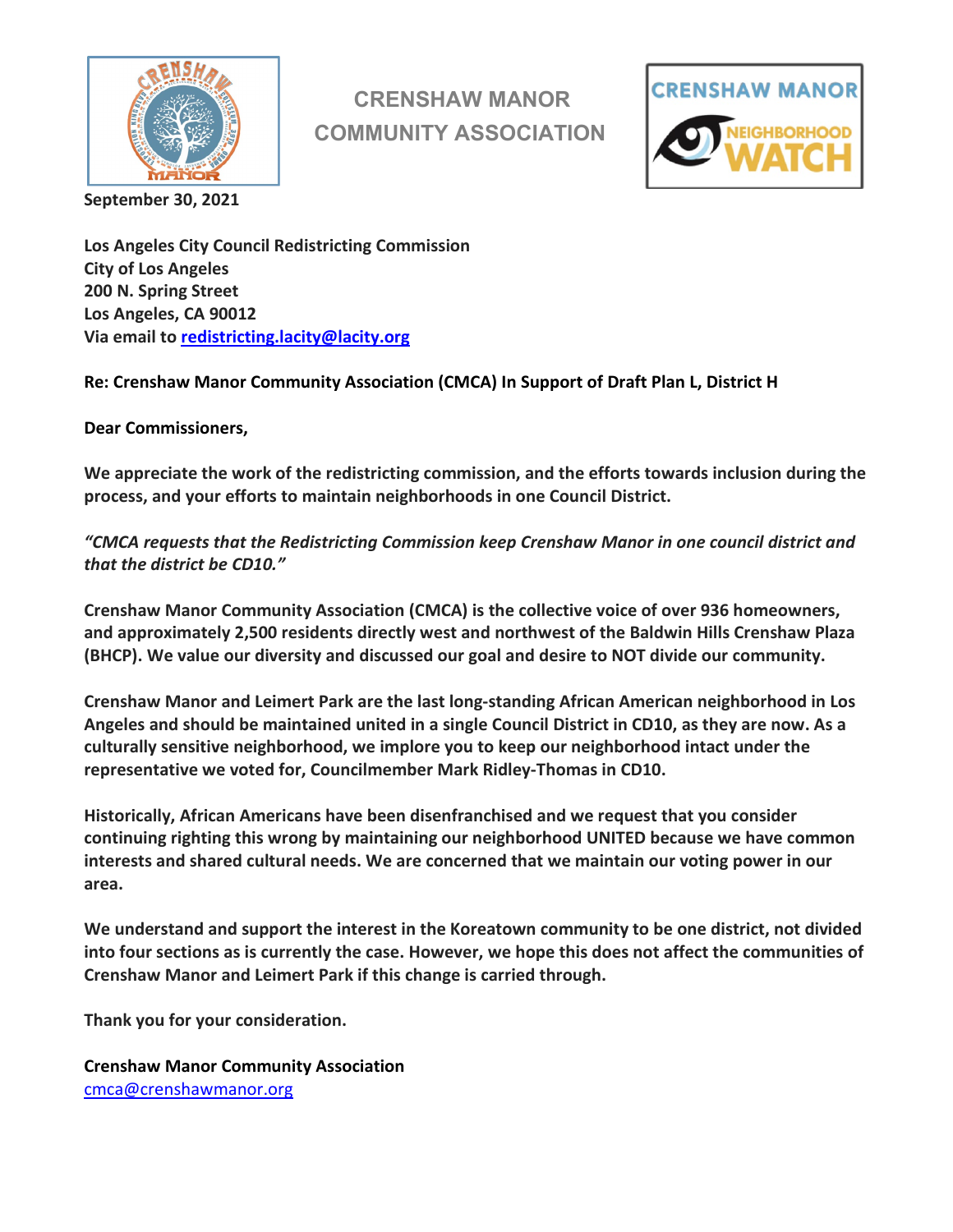**CRENSHAW MANOR**
**COMMUNITY ASSOCIATION**

**September 30, 2021**

**Los Angeles City Council Redistricting Commission**
**City of Los Angeles**
**200 N. Spring Street**
**Los Angeles, CA 90012**
**Via email to redistricting.lacity@lacity.org**

**Re: Crenshaw Manor Community Association (CMCA) In Support of Draft Plan L, District H**

**Dear Commissioners,**

**We appreciate the work of the redistricting commission, and the efforts towards inclusion during the process, and your efforts to maintain neighborhoods in one Council District.**

***"CMCA requests that the Redistricting Commission keep Crenshaw Manor in one council district and that the district be CD10."***

**Crenshaw Manor Community Association (CMCA) is the collective voice of over 936 homeowners, and approximately 2,500 residents directly west and northwest of the Baldwin Hills Crenshaw Plaza (BHCP). We value our diversity and discussed our goal and desire to NOT divide our community.**

**Crenshaw Manor and Leimert Park are the last long-standing African American neighborhood in Los Angeles and should be maintained united in a single Council District in CD10, as they are now. As a culturally sensitive neighborhood, we implore you to keep our neighborhood intact under the representative we voted for, Councilmember Mark Ridley-Thomas in CD10.**

**Historically, African Americans have been disenfranchised and we request that you consider continuing righting this wrong by maintaining our neighborhood UNITED because we have common interests and shared cultural needs. We are concerned that we maintain our voting power in our area.**

**We understand and support the interest in the Koreatown community to be one district, not divided into four sections as is currently the case. However, we hope this does not affect the communities of Crenshaw Manor and Leimert Park if this change is carried through.**

**Thank you for your consideration.**

**Crenshaw Manor Community Association**
cmca@crenshawmanor.org